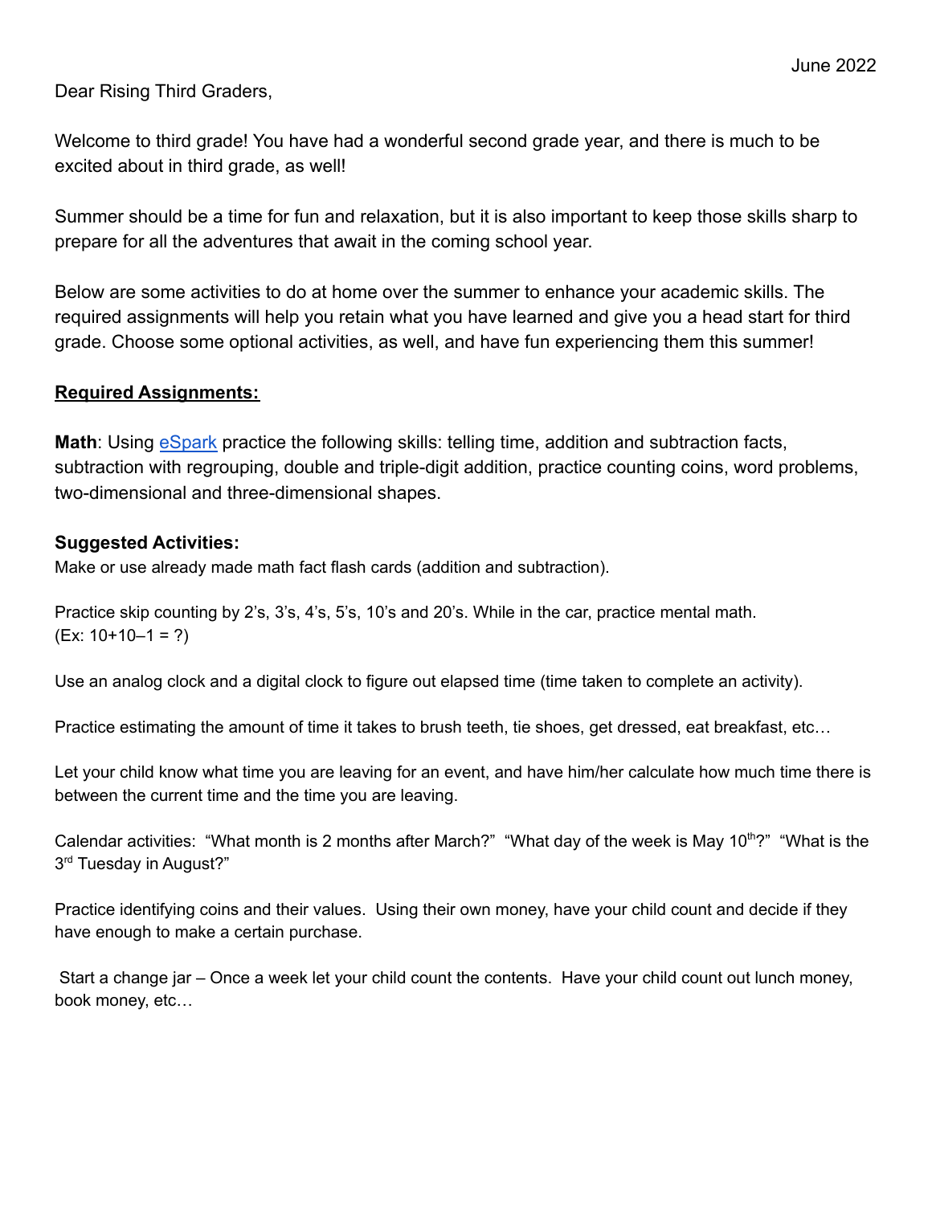June 2022

Dear Rising Third Graders,

Welcome to third grade! You have had a wonderful second grade year, and there is much to be excited about in third grade, as well!

Summer should be a time for fun and relaxation, but it is also important to keep those skills sharp to prepare for all the adventures that await in the coming school year.

Below are some activities to do at home over the summer to enhance your academic skills. The required assignments will help you retain what you have learned and give you a head start for third grade. Choose some optional activities, as well, and have fun experiencing them this summer!

**Required Assignments:**

**Math**: Using [eSpark](eSpark) practice the following skills: telling time, addition and subtraction facts, subtraction with regrouping, double and triple-digit addition, practice counting coins, word problems, two-dimensional and three-dimensional shapes.

**Suggested Activities:**

Make or use already made math fact flash cards (addition and subtraction).

Practice skip counting by 2's, 3's, 4's, 5's, 10's and 20's. While in the car, practice mental math. (Ex: 10+10–1 = ?)

Use an analog clock and a digital clock to figure out elapsed time (time taken to complete an activity).

Practice estimating the amount of time it takes to brush teeth, tie shoes, get dressed, eat breakfast, etc…

Let your child know what time you are leaving for an event, and have him/her calculate how much time there is between the current time and the time you are leaving.

Calendar activities: "What month is 2 months after March?" "What day of the week is May 10th?" "What is the 3rd Tuesday in August?"

Practice identifying coins and their values. Using their own money, have your child count and decide if they have enough to make a certain purchase.

Start a change jar – Once a week let your child count the contents. Have your child count out lunch money, book money, etc…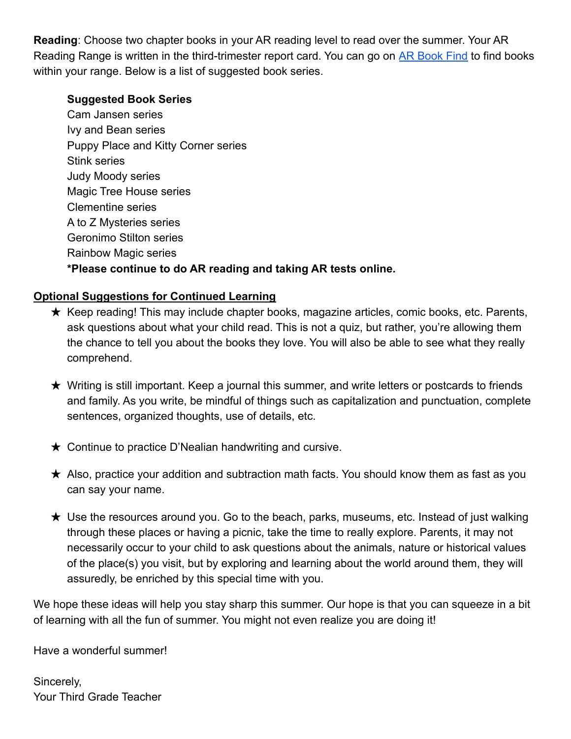**Reading**: Choose two chapter books in your AR reading level to read over the summer. Your AR Reading Range is written in the third-trimester report card. You can go on [AR Book Find] to find books within your range. Below is a list of suggested book series.

**Suggested Book Series**
Cam Jansen series
Ivy and Bean series
Puppy Place and Kitty Corner series
Stink series
Judy Moody series
Magic Tree House series
Clementine series
A to Z Mysteries series
Geronimo Stilton series
Rainbow Magic series
**\*Please continue to do AR reading and taking AR tests online.**

**Optional Suggestions for Continued Learning**

- ★ Keep reading! This may include chapter books, magazine articles, comic books, etc. Parents, ask questions about what your child read. This is not a quiz, but rather, you're allowing them the chance to tell you about the books they love. You will also be able to see what they really comprehend.
- ★ Writing is still important. Keep a journal this summer, and write letters or postcards to friends and family. As you write, be mindful of things such as capitalization and punctuation, complete sentences, organized thoughts, use of details, etc.
- ★ Continue to practice D'Nealian handwriting and cursive.
- ★ Also, practice your addition and subtraction math facts. You should know them as fast as you can say your name.
- ★ Use the resources around you. Go to the beach, parks, museums, etc. Instead of just walking through these places or having a picnic, take the time to really explore. Parents, it may not necessarily occur to your child to ask questions about the animals, nature or historical values of the place(s) you visit, but by exploring and learning about the world around them, they will assuredly, be enriched by this special time with you.

We hope these ideas will help you stay sharp this summer. Our hope is that you can squeeze in a bit of learning with all the fun of summer. You might not even realize you are doing it!

Have a wonderful summer!

Sincerely,
Your Third Grade Teacher